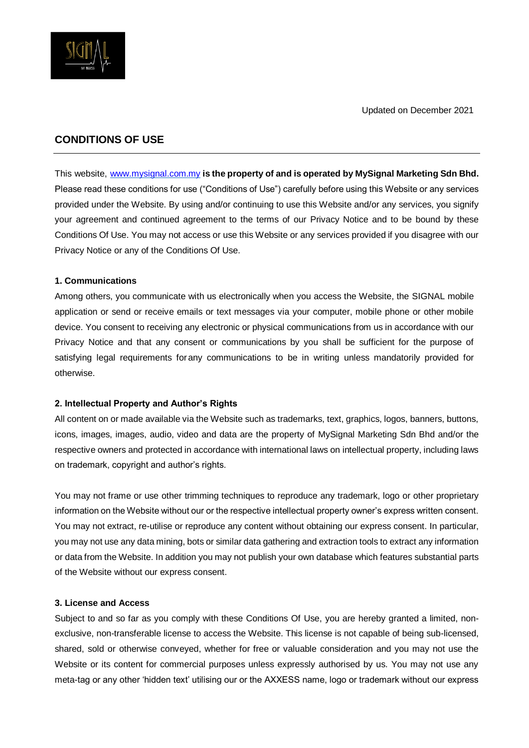Updated on December 2021

## CONDITIONS OF USE

This website, [www.mysignal.com.my](http://www.mysignal.com.my) **is the property of and is operated by MySignal Marketing Sdn Bhd.** Please read these conditions for use ("Conditions of Use") carefully before using this Website or any services provided under the Website. By using and/or continuing to use this Website and/or any services, you signify your agreement and continued agreement to the terms of our Privacy Notice and to be bound by these Conditions Of Use. You may not access or use this Website or any services provided if you disagree with our Privacy Notice or any of the Conditions Of Use.

**1. Communications**

Among others, you communicate with us electronically when you access the Website, the SIGNAL mobile application or send or receive emails or text messages via your computer, mobile phone or other mobile device. You consent to receiving any electronic or physical communications from us in accordance with our Privacy Notice and that any consent or communications by you shall be sufficient for the purpose of satisfying legal requirements for any communications to be in writing unless mandatorily provided for otherwise.

**2. Intellectual Property and Author's Rights**

All content on or made available via the Website such as trademarks, text, graphics, logos, banners, buttons, icons, images, images, audio, video and data are the property of MySignal Marketing Sdn Bhd and/or the respective owners and protected in accordance with international laws on intellectual property, including laws on trademark, copyright and author's rights.

You may not frame or use other trimming techniques to reproduce any trademark, logo or other proprietary information on the Website without our or the respective intellectual property owner's express written consent. You may not extract, re-utilise or reproduce any content without obtaining our express consent. In particular, you may not use any data mining, bots or similar data gathering and extraction tools to extract any information or data from the Website. In addition you may not publish your own database which features substantial parts of the Website without our express consent.

**3. License and Access**

Subject to and so far as you comply with these Conditions Of Use, you are hereby granted a limited, non-exclusive, non-transferable license to access the Website. This license is not capable of being sub-licensed, shared, sold or otherwise conveyed, whether for free or valuable consideration and you may not use the Website or its content for commercial purposes unless expressly authorised by us. You may not use any meta-tag or any other 'hidden text' utilising our or the AXXESS name, logo or trademark without our express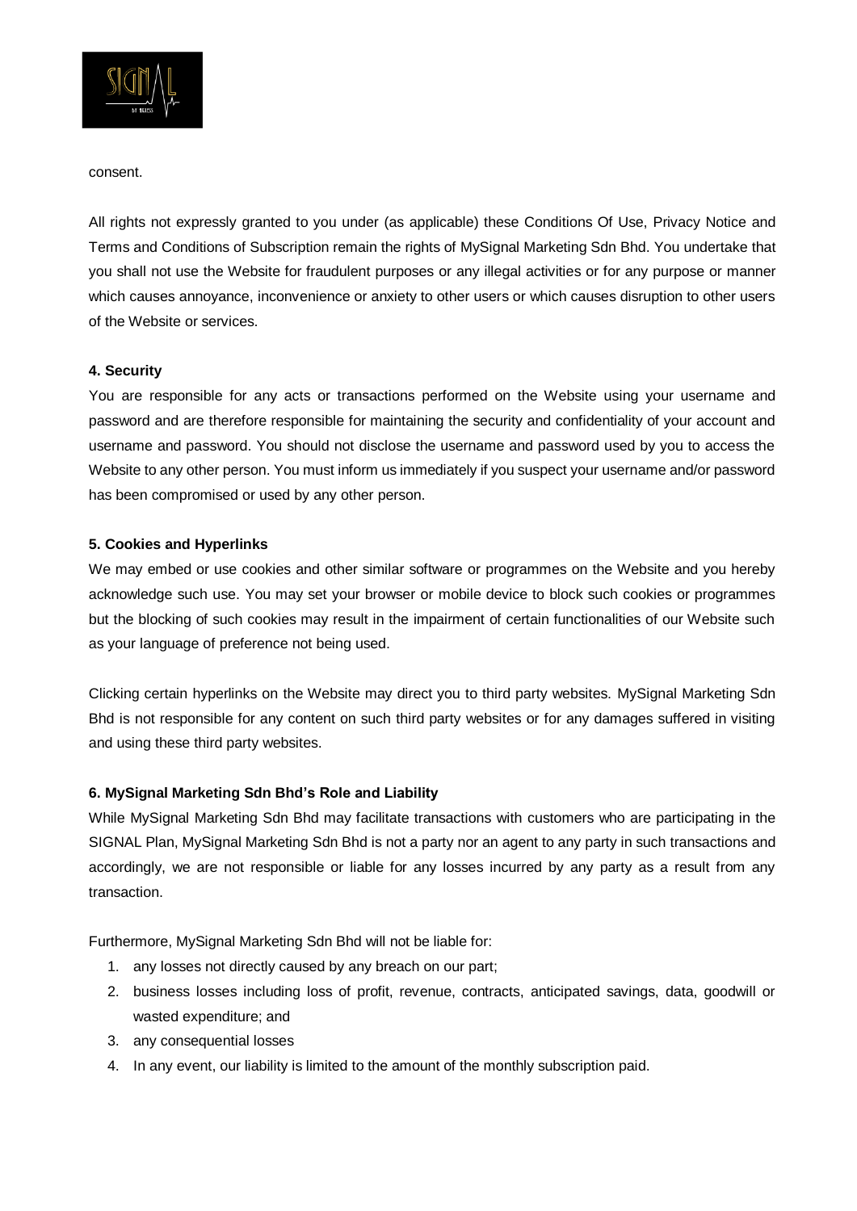consent.

All rights not expressly granted to you under (as applicable) these Conditions Of Use, Privacy Notice and Terms and Conditions of Subscription remain the rights of MySignal Marketing Sdn Bhd. You undertake that you shall not use the Website for fraudulent purposes or any illegal activities or for any purpose or manner which causes annoyance, inconvenience or anxiety to other users or which causes disruption to other users of the Website or services.

**4. Security**

You are responsible for any acts or transactions performed on the Website using your username and password and are therefore responsible for maintaining the security and confidentiality of your account and username and password. You should not disclose the username and password used by you to access the Website to any other person. You must inform us immediately if you suspect your username and/or password has been compromised or used by any other person.

**5. Cookies and Hyperlinks**

We may embed or use cookies and other similar software or programmes on the Website and you hereby acknowledge such use. You may set your browser or mobile device to block such cookies or programmes but the blocking of such cookies may result in the impairment of certain functionalities of our Website such as your language of preference not being used.

Clicking certain hyperlinks on the Website may direct you to third party websites. MySignal Marketing Sdn Bhd is not responsible for any content on such third party websites or for any damages suffered in visiting and using these third party websites.

**6. MySignal Marketing Sdn Bhd's Role and Liability**

While MySignal Marketing Sdn Bhd may facilitate transactions with customers who are participating in the SIGNAL Plan, MySignal Marketing Sdn Bhd is not a party nor an agent to any party in such transactions and accordingly, we are not responsible or liable for any losses incurred by any party as a result from any transaction.

Furthermore, MySignal Marketing Sdn Bhd will not be liable for:

1. any losses not directly caused by any breach on our part;
2. business losses including loss of profit, revenue, contracts, anticipated savings, data, goodwill or wasted expenditure; and
3. any consequential losses
4. In any event, our liability is limited to the amount of the monthly subscription paid.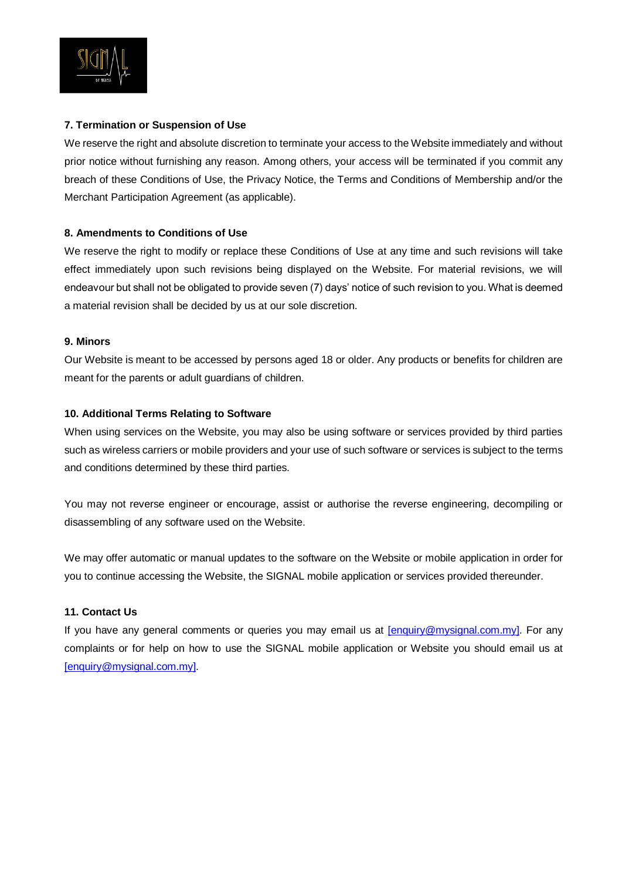**7. Termination or Suspension of Use**

We reserve the right and absolute discretion to terminate your access to the Website immediately and without prior notice without furnishing any reason. Among others, your access will be terminated if you commit any breach of these Conditions of Use, the Privacy Notice, the Terms and Conditions of Membership and/or the Merchant Participation Agreement (as applicable).

**8. Amendments to Conditions of Use**

We reserve the right to modify or replace these Conditions of Use at any time and such revisions will take effect immediately upon such revisions being displayed on the Website. For material revisions, we will endeavour but shall not be obligated to provide seven (7) days' notice of such revision to you. What is deemed a material revision shall be decided by us at our sole discretion.

**9. Minors**

Our Website is meant to be accessed by persons aged 18 or older. Any products or benefits for children are meant for the parents or adult guardians of children.

**10. Additional Terms Relating to Software**

When using services on the Website, you may also be using software or services provided by third parties such as wireless carriers or mobile providers and your use of such software or services is subject to the terms and conditions determined by these third parties.

You may not reverse engineer or encourage, assist or authorise the reverse engineering, decompiling or disassembling of any software used on the Website.

We may offer automatic or manual updates to the software on the Website or mobile application in order for you to continue accessing the Website, the SIGNAL mobile application or services provided thereunder.

**11. Contact Us**

If you have any general comments or queries you may email us at [enquiry@mysignal.com.my]. For any complaints or for help on how to use the SIGNAL mobile application or Website you should email us at [enquiry@mysignal.com.my].